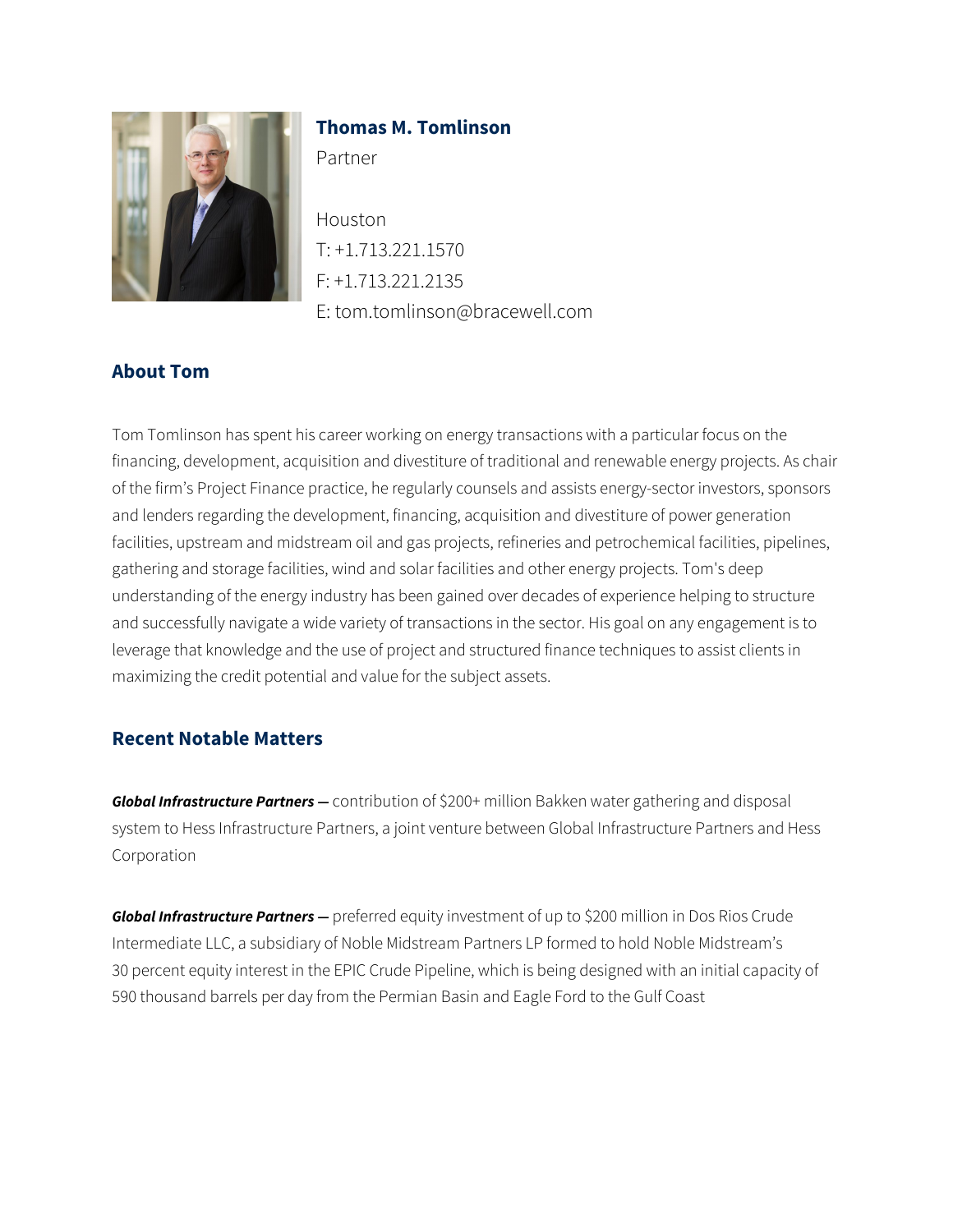# Thomas M. Tomlinson

Partner

Houston
T: +1.713.221.1570
F: +1.713.221.2135
E: tom.tomlinson@bracewell.com

## About Tom

Tom Tomlinson has spent his career working on energy transactions with a particular focus on the financing, development, acquisition and divestiture of traditional and renewable energy projects. As chair of the firm's Project Finance practice, he regularly counsels and assists energy-sector investors, sponsors and lenders regarding the development, financing, acquisition and divestiture of power generation facilities, upstream and midstream oil and gas projects, refineries and petrochemical facilities, pipelines, gathering and storage facilities, wind and solar facilities and other energy projects. Tom's deep understanding of the energy industry has been gained over decades of experience helping to structure and successfully navigate a wide variety of transactions in the sector. His goal on any engagement is to leverage that knowledge and the use of project and structured finance techniques to assist clients in maximizing the credit potential and value for the subject assets.

## Recent Notable Matters

***Global Infrastructure Partners —*** contribution of $200+ million Bakken water gathering and disposal system to Hess Infrastructure Partners, a joint venture between Global Infrastructure Partners and Hess Corporation

***Global Infrastructure Partners —*** preferred equity investment of up to $200 million in Dos Rios Crude Intermediate LLC, a subsidiary of Noble Midstream Partners LP formed to hold Noble Midstream's 30 percent equity interest in the EPIC Crude Pipeline, which is being designed with an initial capacity of 590 thousand barrels per day from the Permian Basin and Eagle Ford to the Gulf Coast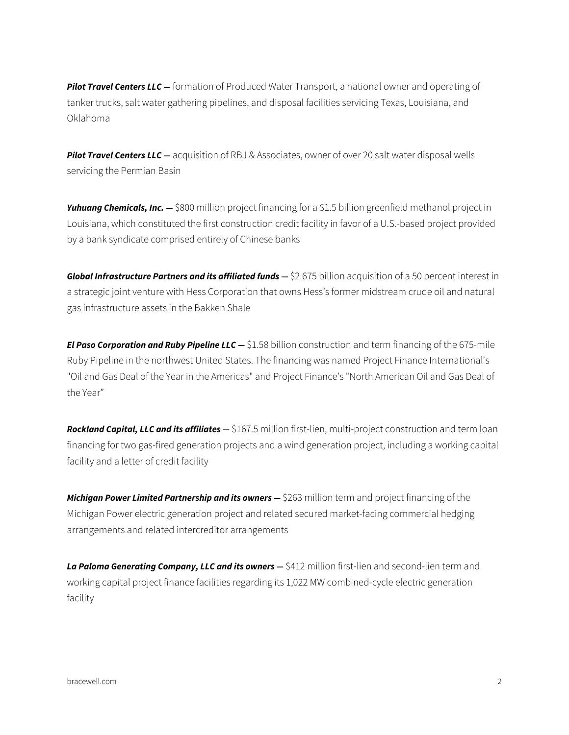***Pilot Travel Centers LLC —*** formation of Produced Water Transport, a national owner and operating of tanker trucks, salt water gathering pipelines, and disposal facilities servicing Texas, Louisiana, and Oklahoma

***Pilot Travel Centers LLC —*** acquisition of RBJ & Associates, owner of over 20 salt water disposal wells servicing the Permian Basin

***Yuhuang Chemicals, Inc. —*** $800 million project financing for a $1.5 billion greenfield methanol project in Louisiana, which constituted the first construction credit facility in favor of a U.S.-based project provided by a bank syndicate comprised entirely of Chinese banks

***Global Infrastructure Partners and its affiliated funds —*** $2.675 billion acquisition of a 50 percent interest in a strategic joint venture with Hess Corporation that owns Hess's former midstream crude oil and natural gas infrastructure assets in the Bakken Shale

***El Paso Corporation and Ruby Pipeline LLC —*** $1.58 billion construction and term financing of the 675-mile Ruby Pipeline in the northwest United States. The financing was named Project Finance International's "Oil and Gas Deal of the Year in the Americas" and Project Finance's "North American Oil and Gas Deal of the Year"

***Rockland Capital, LLC and its affiliates —*** $167.5 million first-lien, multi-project construction and term loan financing for two gas-fired generation projects and a wind generation project, including a working capital facility and a letter of credit facility

***Michigan Power Limited Partnership and its owners —*** $263 million term and project financing of the Michigan Power electric generation project and related secured market-facing commercial hedging arrangements and related intercreditor arrangements

***La Paloma Generating Company, LLC and its owners —*** $412 million first-lien and second-lien term and working capital project finance facilities regarding its 1,022 MW combined-cycle electric generation facility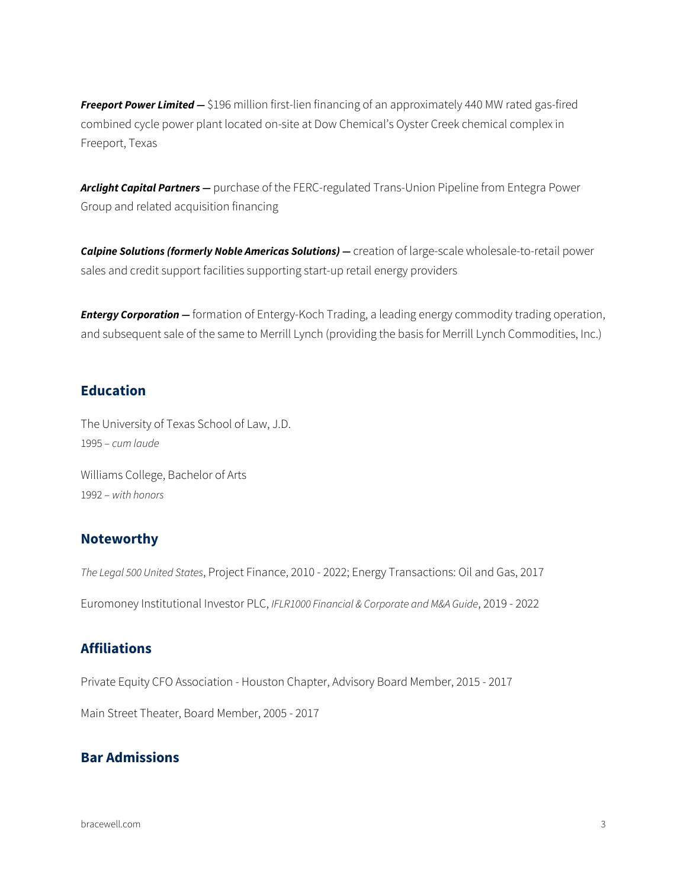***Freeport Power Limited —*** $196 million first-lien financing of an approximately 440 MW rated gas-fired combined cycle power plant located on-site at Dow Chemical's Oyster Creek chemical complex in Freeport, Texas

***Arclight Capital Partners —*** purchase of the FERC-regulated Trans-Union Pipeline from Entegra Power Group and related acquisition financing

***Calpine Solutions (formerly Noble Americas Solutions) —*** creation of large-scale wholesale-to-retail power sales and credit support facilities supporting start-up retail energy providers

***Entergy Corporation —*** formation of Entergy-Koch Trading, a leading energy commodity trading operation, and subsequent sale of the same to Merrill Lynch (providing the basis for Merrill Lynch Commodities, Inc.)

## Education

The University of Texas School of Law, J.D.
1995 – *cum laude*

Williams College, Bachelor of Arts
1992 – *with honors*

## Noteworthy

*The Legal 500 United States*, Project Finance, 2010 - 2022; Energy Transactions: Oil and Gas, 2017

Euromoney Institutional Investor PLC, *IFLR1000 Financial & Corporate and M&A Guide*, 2019 - 2022

## Affiliations

Private Equity CFO Association - Houston Chapter, Advisory Board Member, 2015 - 2017

Main Street Theater, Board Member, 2005 - 2017

## Bar Admissions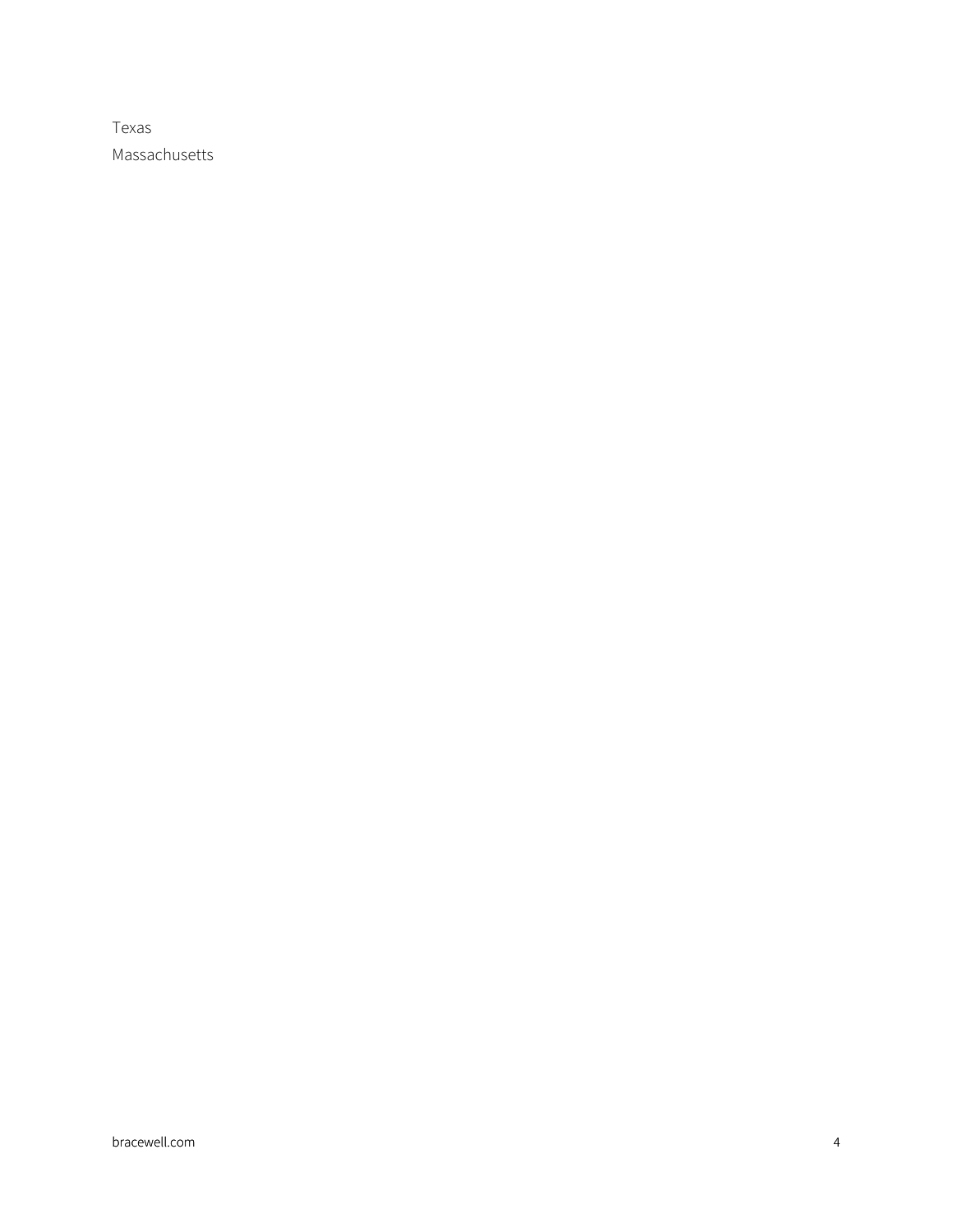Texas
Massachusetts